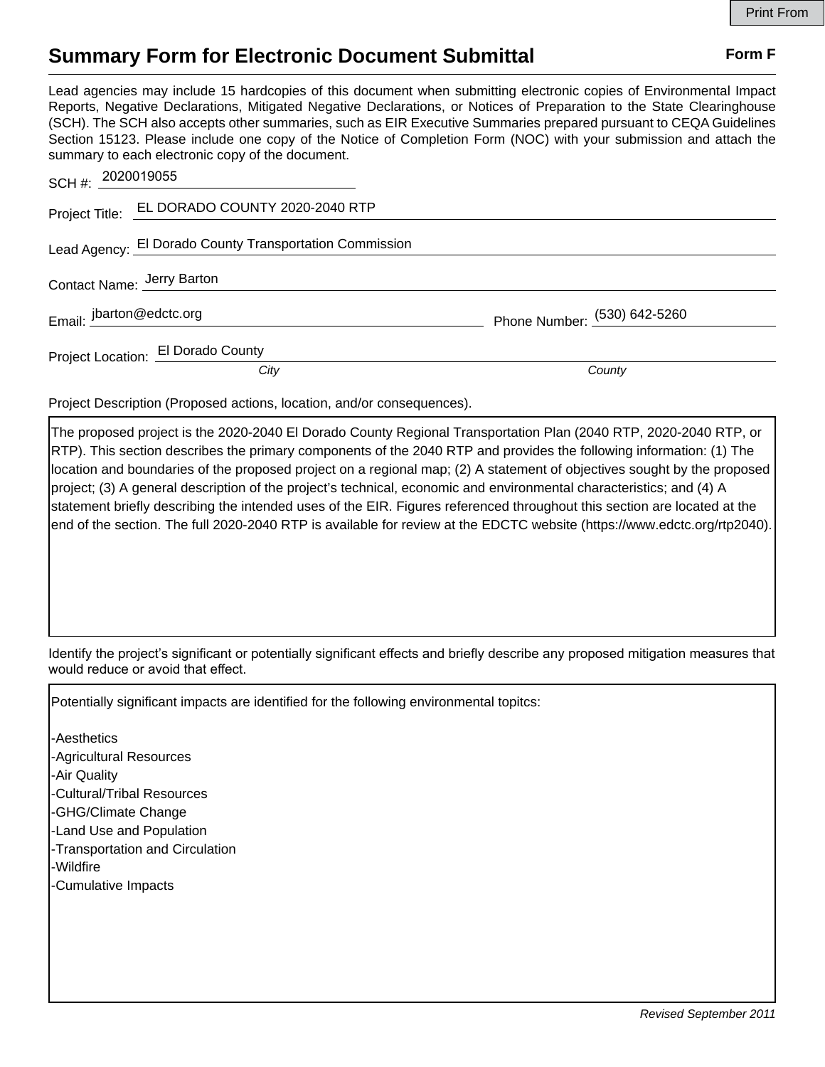# Summary Form for Electronic Document Submittal

**Form F**

Lead agencies may include 15 hardcopies of this document when submitting electronic copies of Environmental Impact Reports, Negative Declarations, Mitigated Negative Declarations, or Notices of Preparation to the State Clearinghouse (SCH). The SCH also accepts other summaries, such as EIR Executive Summaries prepared pursuant to CEQA Guidelines Section 15123. Please include one copy of the Notice of Completion Form (NOC) with your submission and attach the summary to each electronic copy of the document.

SCH #: 2020019055

Project Title: EL DORADO COUNTY 2020-2040 RTP

Lead Agency: El Dorado County Transportation Commission

Contact Name: Jerry Barton

Email: jbarton@edctc.org Phone Number: (530) 642-5260

Project Location: El Dorado County

*City* *County*

Project Description (Proposed actions, location, and/or consequences).

The proposed project is the 2020-2040 El Dorado County Regional Transportation Plan (2040 RTP, 2020-2040 RTP, or RTP). This section describes the primary components of the 2040 RTP and provides the following information: (1) The location and boundaries of the proposed project on a regional map; (2) A statement of objectives sought by the proposed project; (3) A general description of the project's technical, economic and environmental characteristics; and (4) A statement briefly describing the intended uses of the EIR. Figures referenced throughout this section are located at the end of the section. The full 2020-2040 RTP is available for review at the EDCTC website (https://www.edctc.org/rtp2040).

Identify the project's significant or potentially significant effects and briefly describe any proposed mitigation measures that would reduce or avoid that effect.

Potentially significant impacts are identified for the following environmental topitcs:

-Aesthetics
-Agricultural Resources
-Air Quality
-Cultural/Tribal Resources
-GHG/Climate Change
-Land Use and Population
-Transportation and Circulation
-Wildfire
-Cumulative Impacts

*Revised September 2011*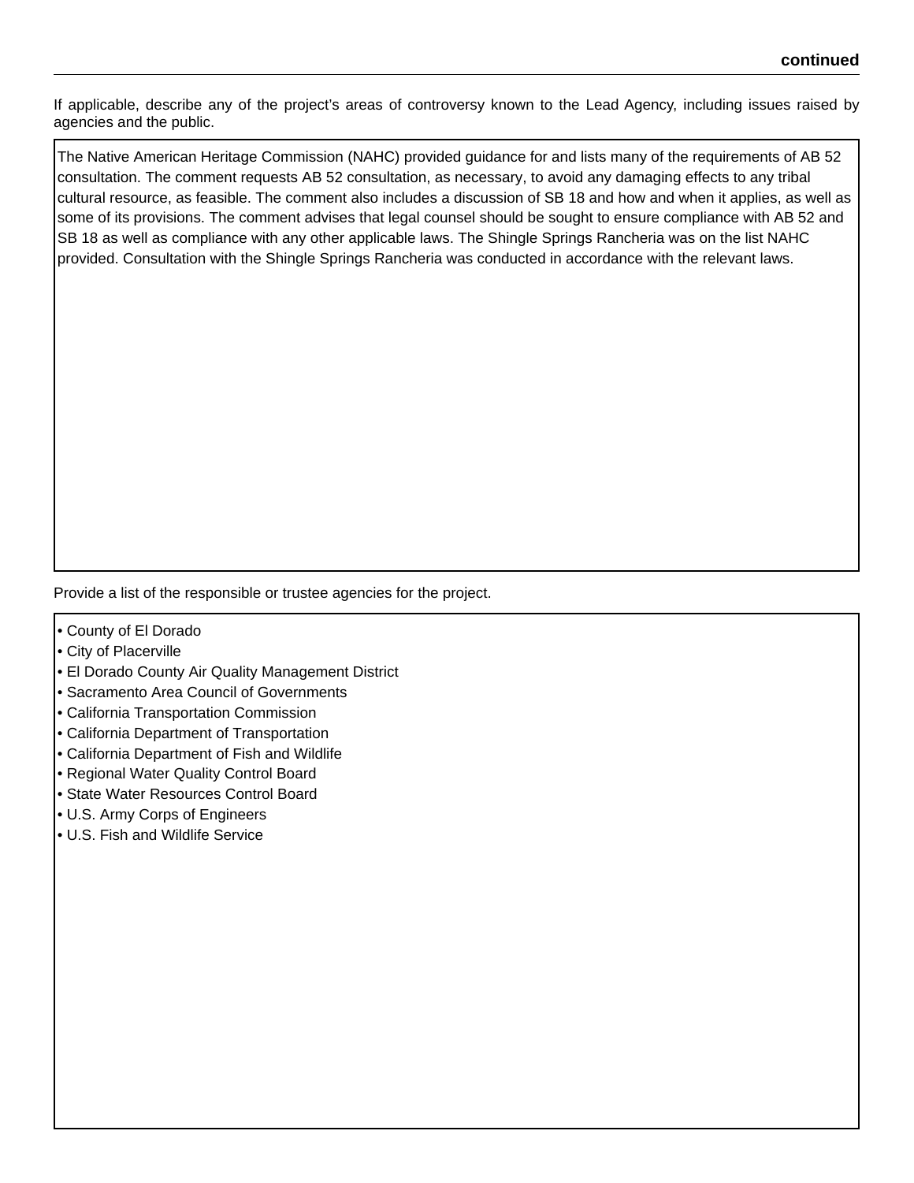**continued**

If applicable, describe any of the project's areas of controversy known to the Lead Agency, including issues raised by agencies and the public.

The Native American Heritage Commission (NAHC) provided guidance for and lists many of the requirements of AB 52 consultation. The comment requests AB 52 consultation, as necessary, to avoid any damaging effects to any tribal cultural resource, as feasible. The comment also includes a discussion of SB 18 and how and when it applies, as well as some of its provisions. The comment advises that legal counsel should be sought to ensure compliance with AB 52 and SB 18 as well as compliance with any other applicable laws. The Shingle Springs Rancheria was on the list NAHC provided. Consultation with the Shingle Springs Rancheria was conducted in accordance with the relevant laws.

Provide a list of the responsible or trustee agencies for the project.

- County of El Dorado
- City of Placerville
- El Dorado County Air Quality Management District
- Sacramento Area Council of Governments
- California Transportation Commission
- California Department of Transportation
- California Department of Fish and Wildlife
- Regional Water Quality Control Board
- State Water Resources Control Board
- U.S. Army Corps of Engineers
- U.S. Fish and Wildlife Service